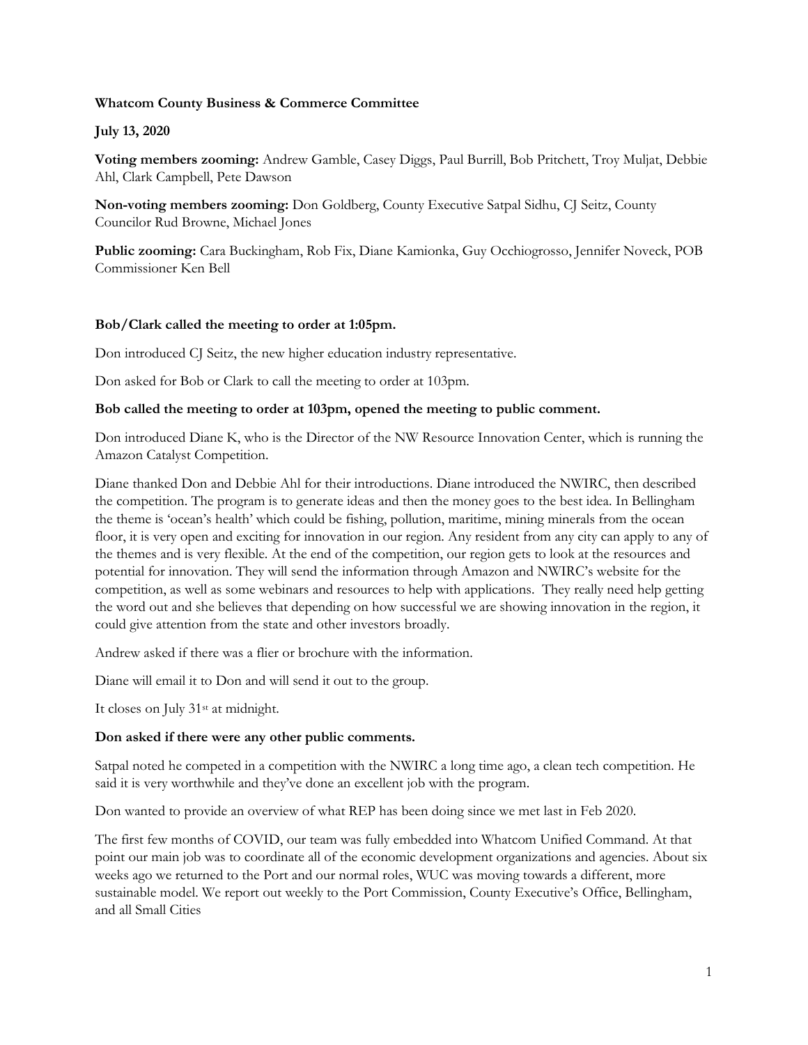**Whatcom County Business & Commerce Committee**

**July 13, 2020**

**Voting members zooming:** Andrew Gamble, Casey Diggs, Paul Burrill, Bob Pritchett, Troy Muljat, Debbie Ahl, Clark Campbell, Pete Dawson

**Non-voting members zooming:** Don Goldberg, County Executive Satpal Sidhu, CJ Seitz, County Councilor Rud Browne, Michael Jones

**Public zooming:** Cara Buckingham, Rob Fix, Diane Kamionka, Guy Occhiogrosso, Jennifer Noveck, POB Commissioner Ken Bell

**Bob/Clark called the meeting to order at 1:05pm.**

Don introduced CJ Seitz, the new higher education industry representative.

Don asked for Bob or Clark to call the meeting to order at 103pm.

**Bob called the meeting to order at 103pm, opened the meeting to public comment.**

Don introduced Diane K, who is the Director of the NW Resource Innovation Center, which is running the Amazon Catalyst Competition.

Diane thanked Don and Debbie Ahl for their introductions. Diane introduced the NWIRC, then described the competition. The program is to generate ideas and then the money goes to the best idea. In Bellingham the theme is 'ocean's health' which could be fishing, pollution, maritime, mining minerals from the ocean floor, it is very open and exciting for innovation in our region. Any resident from any city can apply to any of the themes and is very flexible. At the end of the competition, our region gets to look at the resources and potential for innovation. They will send the information through Amazon and NWIRC's website for the competition, as well as some webinars and resources to help with applications. They really need help getting the word out and she believes that depending on how successful we are showing innovation in the region, it could give attention from the state and other investors broadly.

Andrew asked if there was a flier or brochure with the information.

Diane will email it to Don and will send it out to the group.

It closes on July 31st at midnight.

**Don asked if there were any other public comments.**

Satpal noted he competed in a competition with the NWIRC a long time ago, a clean tech competition. He said it is very worthwhile and they've done an excellent job with the program.

Don wanted to provide an overview of what REP has been doing since we met last in Feb 2020.

The first few months of COVID, our team was fully embedded into Whatcom Unified Command. At that point our main job was to coordinate all of the economic development organizations and agencies. About six weeks ago we returned to the Port and our normal roles, WUC was moving towards a different, more sustainable model. We report out weekly to the Port Commission, County Executive's Office, Bellingham, and all Small Cities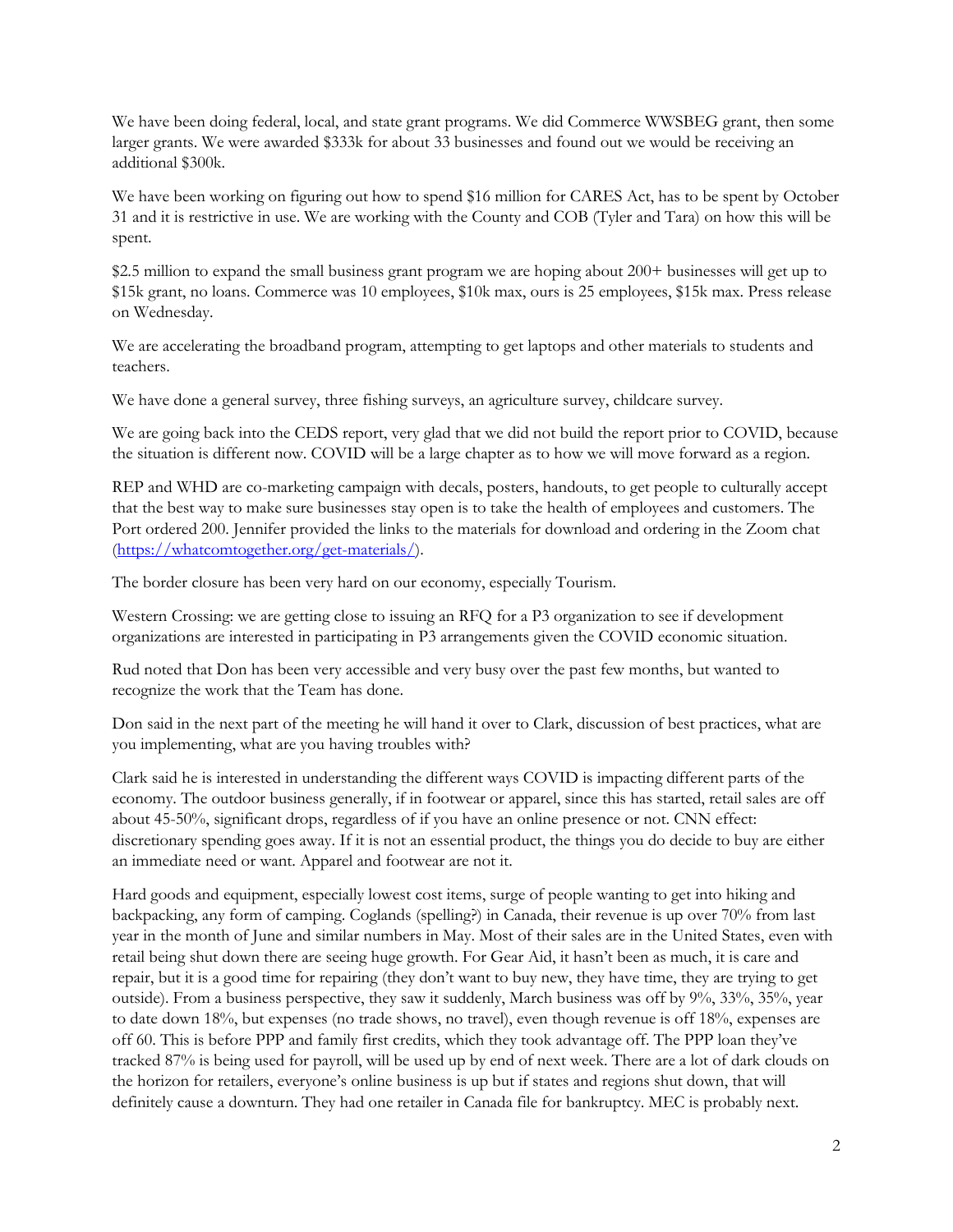We have been doing federal, local, and state grant programs. We did Commerce WWSBEG grant, then some larger grants. We were awarded $333k for about 33 businesses and found out we would be receiving an additional $300k.

We have been working on figuring out how to spend $16 million for CARES Act, has to be spent by October 31 and it is restrictive in use. We are working with the County and COB (Tyler and Tara) on how this will be spent.

$2.5 million to expand the small business grant program we are hoping about 200+ businesses will get up to $15k grant, no loans. Commerce was 10 employees, $10k max, ours is 25 employees, $15k max. Press release on Wednesday.

We are accelerating the broadband program, attempting to get laptops and other materials to students and teachers.

We have done a general survey, three fishing surveys, an agriculture survey, childcare survey.

We are going back into the CEDS report, very glad that we did not build the report prior to COVID, because the situation is different now. COVID will be a large chapter as to how we will move forward as a region.

REP and WHD are co-marketing campaign with decals, posters, handouts, to get people to culturally accept that the best way to make sure businesses stay open is to take the health of employees and customers. The Port ordered 200. Jennifer provided the links to the materials for download and ordering in the Zoom chat (https://whatcomtogether.org/get-materials/).

The border closure has been very hard on our economy, especially Tourism.

Western Crossing: we are getting close to issuing an RFQ for a P3 organization to see if development organizations are interested in participating in P3 arrangements given the COVID economic situation.

Rud noted that Don has been very accessible and very busy over the past few months, but wanted to recognize the work that the Team has done.

Don said in the next part of the meeting he will hand it over to Clark, discussion of best practices, what are you implementing, what are you having troubles with?

Clark said he is interested in understanding the different ways COVID is impacting different parts of the economy. The outdoor business generally, if in footwear or apparel, since this has started, retail sales are off about 45-50%, significant drops, regardless of if you have an online presence or not. CNN effect: discretionary spending goes away. If it is not an essential product, the things you do decide to buy are either an immediate need or want. Apparel and footwear are not it.

Hard goods and equipment, especially lowest cost items, surge of people wanting to get into hiking and backpacking, any form of camping. Coglands (spelling?) in Canada, their revenue is up over 70% from last year in the month of June and similar numbers in May. Most of their sales are in the United States, even with retail being shut down there are seeing huge growth. For Gear Aid, it hasn't been as much, it is care and repair, but it is a good time for repairing (they don't want to buy new, they have time, they are trying to get outside). From a business perspective, they saw it suddenly, March business was off by 9%, 33%, 35%, year to date down 18%, but expenses (no trade shows, no travel), even though revenue is off 18%, expenses are off 60. This is before PPP and family first credits, which they took advantage off. The PPP loan they've tracked 87% is being used for payroll, will be used up by end of next week. There are a lot of dark clouds on the horizon for retailers, everyone's online business is up but if states and regions shut down, that will definitely cause a downturn. They had one retailer in Canada file for bankruptcy. MEC is probably next.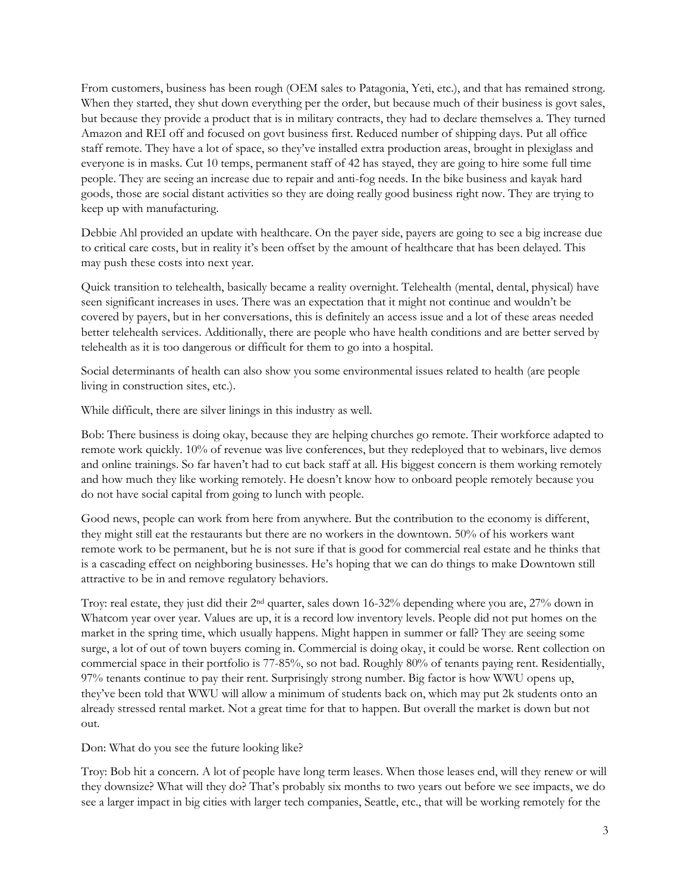From customers, business has been rough (OEM sales to Patagonia, Yeti, etc.), and that has remained strong. When they started, they shut down everything per the order, but because much of their business is govt sales, but because they provide a product that is in military contracts, they had to declare themselves a. They turned Amazon and REI off and focused on govt business first. Reduced number of shipping days. Put all office staff remote. They have a lot of space, so they've installed extra production areas, brought in plexiglass and everyone is in masks. Cut 10 temps, permanent staff of 42 has stayed, they are going to hire some full time people. They are seeing an increase due to repair and anti-fog needs. In the bike business and kayak hard goods, those are social distant activities so they are doing really good business right now. They are trying to keep up with manufacturing.

Debbie Ahl provided an update with healthcare. On the payer side, payers are going to see a big increase due to critical care costs, but in reality it's been offset by the amount of healthcare that has been delayed. This may push these costs into next year.

Quick transition to telehealth, basically became a reality overnight. Telehealth (mental, dental, physical) have seen significant increases in uses. There was an expectation that it might not continue and wouldn't be covered by payers, but in her conversations, this is definitely an access issue and a lot of these areas needed better telehealth services. Additionally, there are people who have health conditions and are better served by telehealth as it is too dangerous or difficult for them to go into a hospital.

Social determinants of health can also show you some environmental issues related to health (are people living in construction sites, etc.).

While difficult, there are silver linings in this industry as well.

Bob: There business is doing okay, because they are helping churches go remote. Their workforce adapted to remote work quickly. 10% of revenue was live conferences, but they redeployed that to webinars, live demos and online trainings. So far haven't had to cut back staff at all. His biggest concern is them working remotely and how much they like working remotely. He doesn't know how to onboard people remotely because you do not have social capital from going to lunch with people.

Good news, people can work from here from anywhere. But the contribution to the economy is different, they might still eat the restaurants but there are no workers in the downtown. 50% of his workers want remote work to be permanent, but he is not sure if that is good for commercial real estate and he thinks that is a cascading effect on neighboring businesses. He's hoping that we can do things to make Downtown still attractive to be in and remove regulatory behaviors.

Troy: real estate, they just did their 2nd quarter, sales down 16-32% depending where you are, 27% down in Whatcom year over year. Values are up, it is a record low inventory levels. People did not put homes on the market in the spring time, which usually happens. Might happen in summer or fall? They are seeing some surge, a lot of out of town buyers coming in. Commercial is doing okay, it could be worse. Rent collection on commercial space in their portfolio is 77-85%, so not bad. Roughly 80% of tenants paying rent. Residentially, 97% tenants continue to pay their rent. Surprisingly strong number. Big factor is how WWU opens up, they've been told that WWU will allow a minimum of students back on, which may put 2k students onto an already stressed rental market. Not a great time for that to happen. But overall the market is down but not out.

Don: What do you see the future looking like?

Troy: Bob hit a concern. A lot of people have long term leases. When those leases end, will they renew or will they downsize? What will they do? That's probably six months to two years out before we see impacts, we do see a larger impact in big cities with larger tech companies, Seattle, etc., that will be working remotely for the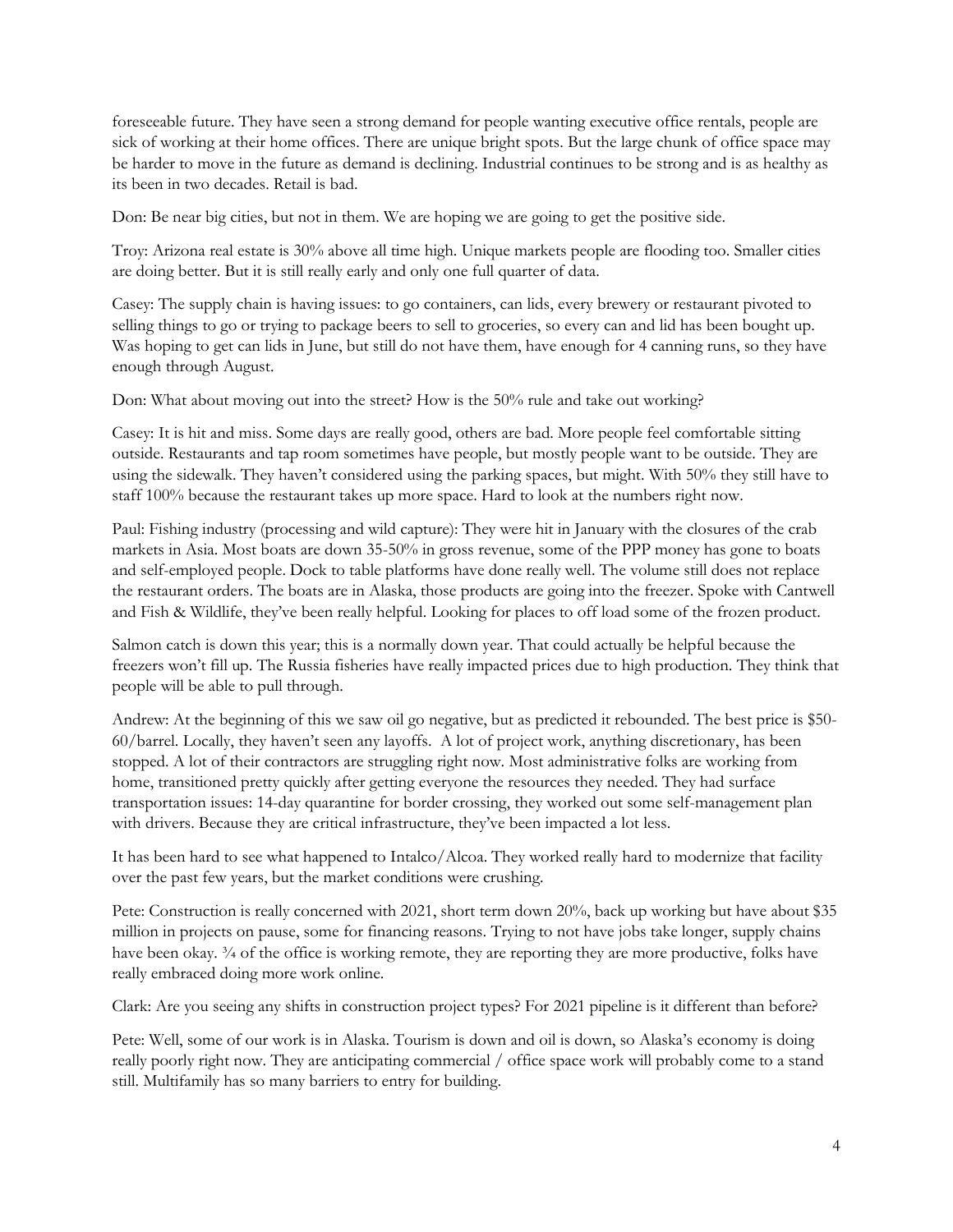foreseeable future. They have seen a strong demand for people wanting executive office rentals, people are sick of working at their home offices. There are unique bright spots. But the large chunk of office space may be harder to move in the future as demand is declining. Industrial continues to be strong and is as healthy as its been in two decades. Retail is bad.

Don: Be near big cities, but not in them. We are hoping we are going to get the positive side.

Troy: Arizona real estate is 30% above all time high. Unique markets people are flooding too. Smaller cities are doing better. But it is still really early and only one full quarter of data.

Casey: The supply chain is having issues: to go containers, can lids, every brewery or restaurant pivoted to selling things to go or trying to package beers to sell to groceries, so every can and lid has been bought up. Was hoping to get can lids in June, but still do not have them, have enough for 4 canning runs, so they have enough through August.

Don: What about moving out into the street? How is the 50% rule and take out working?

Casey: It is hit and miss. Some days are really good, others are bad. More people feel comfortable sitting outside. Restaurants and tap room sometimes have people, but mostly people want to be outside. They are using the sidewalk. They haven't considered using the parking spaces, but might. With 50% they still have to staff 100% because the restaurant takes up more space. Hard to look at the numbers right now.

Paul: Fishing industry (processing and wild capture): They were hit in January with the closures of the crab markets in Asia. Most boats are down 35-50% in gross revenue, some of the PPP money has gone to boats and self-employed people. Dock to table platforms have done really well. The volume still does not replace the restaurant orders. The boats are in Alaska, those products are going into the freezer. Spoke with Cantwell and Fish & Wildlife, they've been really helpful. Looking for places to off load some of the frozen product.

Salmon catch is down this year; this is a normally down year. That could actually be helpful because the freezers won't fill up. The Russia fisheries have really impacted prices due to high production. They think that people will be able to pull through.

Andrew: At the beginning of this we saw oil go negative, but as predicted it rebounded. The best price is $50-60/barrel. Locally, they haven't seen any layoffs. A lot of project work, anything discretionary, has been stopped. A lot of their contractors are struggling right now. Most administrative folks are working from home, transitioned pretty quickly after getting everyone the resources they needed. They had surface transportation issues: 14-day quarantine for border crossing, they worked out some self-management plan with drivers. Because they are critical infrastructure, they've been impacted a lot less.

It has been hard to see what happened to Intalco/Alcoa. They worked really hard to modernize that facility over the past few years, but the market conditions were crushing.

Pete: Construction is really concerned with 2021, short term down 20%, back up working but have about $35 million in projects on pause, some for financing reasons. Trying to not have jobs take longer, supply chains have been okay. ¾ of the office is working remote, they are reporting they are more productive, folks have really embraced doing more work online.

Clark: Are you seeing any shifts in construction project types? For 2021 pipeline is it different than before?

Pete: Well, some of our work is in Alaska. Tourism is down and oil is down, so Alaska's economy is doing really poorly right now. They are anticipating commercial / office space work will probably come to a stand still. Multifamily has so many barriers to entry for building.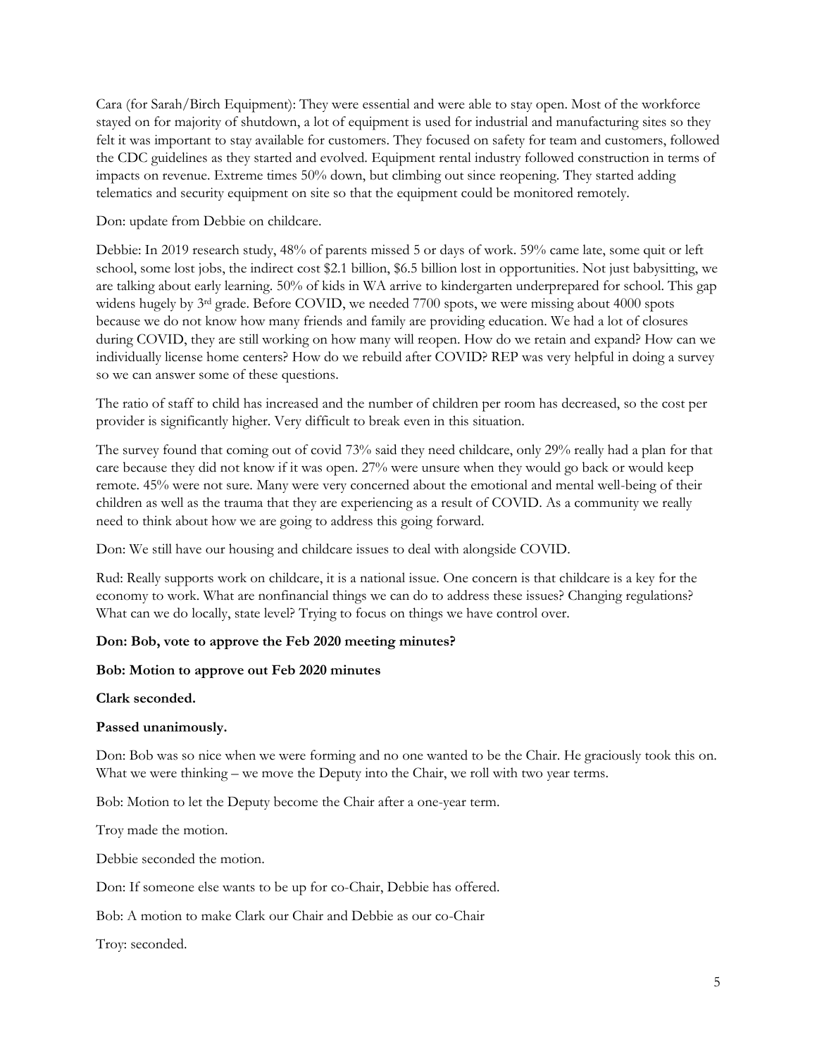Cara (for Sarah/Birch Equipment): They were essential and were able to stay open. Most of the workforce stayed on for majority of shutdown, a lot of equipment is used for industrial and manufacturing sites so they felt it was important to stay available for customers. They focused on safety for team and customers, followed the CDC guidelines as they started and evolved. Equipment rental industry followed construction in terms of impacts on revenue. Extreme times 50% down, but climbing out since reopening. They started adding telematics and security equipment on site so that the equipment could be monitored remotely.

Don: update from Debbie on childcare.

Debbie: In 2019 research study, 48% of parents missed 5 or days of work. 59% came late, some quit or left school, some lost jobs, the indirect cost $2.1 billion, $6.5 billion lost in opportunities. Not just babysitting, we are talking about early learning. 50% of kids in WA arrive to kindergarten underprepared for school. This gap widens hugely by 3rd grade. Before COVID, we needed 7700 spots, we were missing about 4000 spots because we do not know how many friends and family are providing education. We had a lot of closures during COVID, they are still working on how many will reopen. How do we retain and expand? How can we individually license home centers? How do we rebuild after COVID? REP was very helpful in doing a survey so we can answer some of these questions.

The ratio of staff to child has increased and the number of children per room has decreased, so the cost per provider is significantly higher. Very difficult to break even in this situation.

The survey found that coming out of covid 73% said they need childcare, only 29% really had a plan for that care because they did not know if it was open. 27% were unsure when they would go back or would keep remote. 45% were not sure. Many were very concerned about the emotional and mental well-being of their children as well as the trauma that they are experiencing as a result of COVID. As a community we really need to think about how we are going to address this going forward.

Don: We still have our housing and childcare issues to deal with alongside COVID.

Rud: Really supports work on childcare, it is a national issue. One concern is that childcare is a key for the economy to work. What are nonfinancial things we can do to address these issues? Changing regulations? What can we do locally, state level? Trying to focus on things we have control over.

**Don: Bob, vote to approve the Feb 2020 meeting minutes?**

**Bob: Motion to approve out Feb 2020 minutes**

**Clark seconded.**

**Passed unanimously.**

Don: Bob was so nice when we were forming and no one wanted to be the Chair. He graciously took this on. What we were thinking – we move the Deputy into the Chair, we roll with two year terms.

Bob: Motion to let the Deputy become the Chair after a one-year term.

Troy made the motion.

Debbie seconded the motion.

Don: If someone else wants to be up for co-Chair, Debbie has offered.

Bob: A motion to make Clark our Chair and Debbie as our co-Chair

Troy: seconded.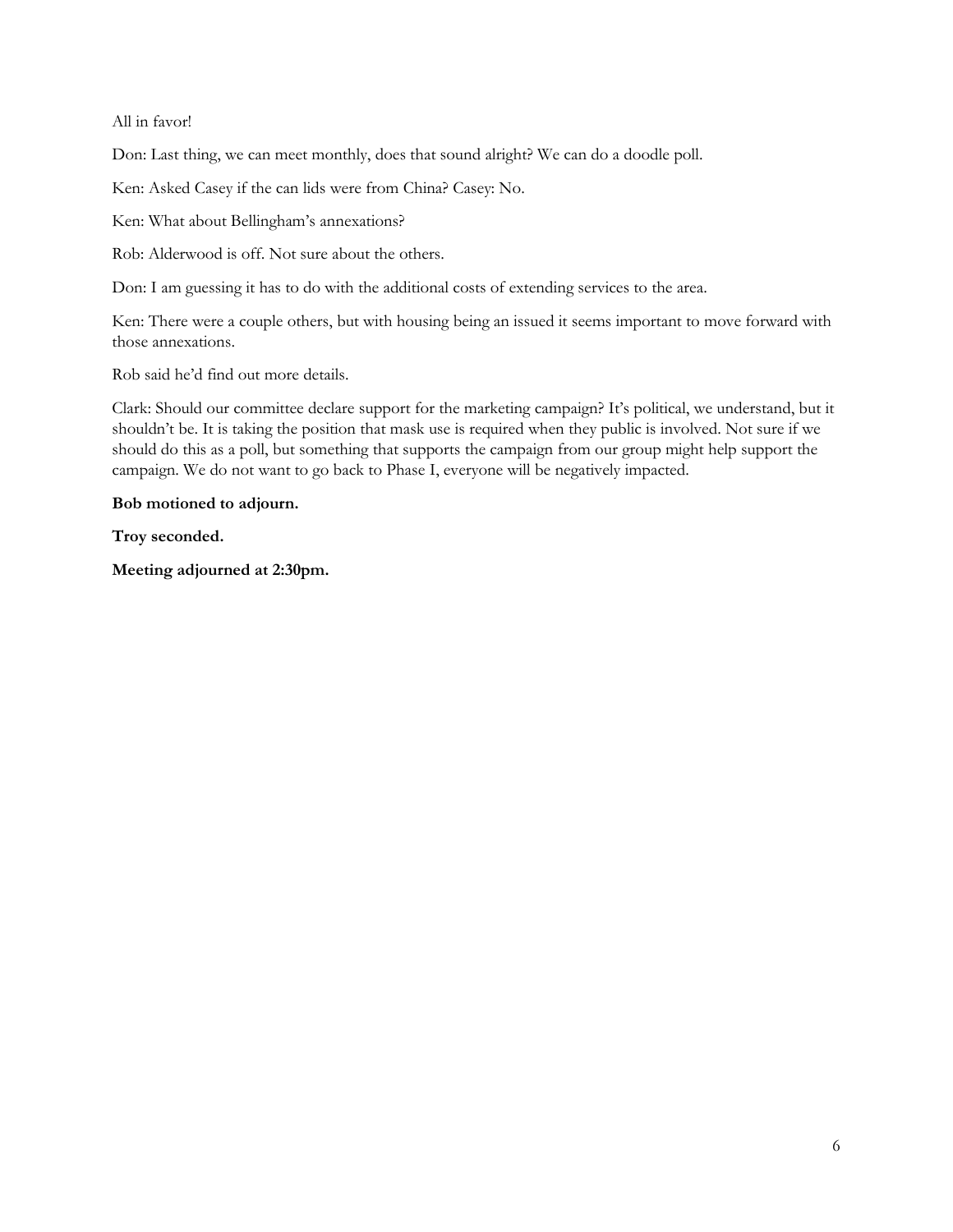All in favor!

Don: Last thing, we can meet monthly, does that sound alright? We can do a doodle poll.

Ken: Asked Casey if the can lids were from China? Casey: No.

Ken: What about Bellingham's annexations?

Rob: Alderwood is off. Not sure about the others.

Don: I am guessing it has to do with the additional costs of extending services to the area.

Ken: There were a couple others, but with housing being an issued it seems important to move forward with those annexations.

Rob said he'd find out more details.

Clark: Should our committee declare support for the marketing campaign? It's political, we understand, but it shouldn't be. It is taking the position that mask use is required when they public is involved. Not sure if we should do this as a poll, but something that supports the campaign from our group might help support the campaign. We do not want to go back to Phase I, everyone will be negatively impacted.

**Bob motioned to adjourn.**

**Troy seconded.**

**Meeting adjourned at 2:30pm.**